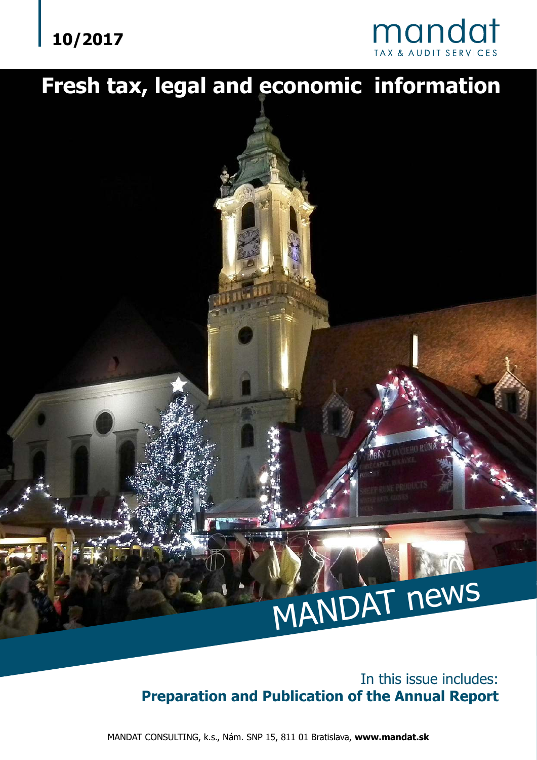10/2017

mandat
TAX & AUDIT SERVICES

# Fresh tax, legal and economic information

MANDAT news

In this issue includes:
**Preparation and Publication of the Annual Report**

MANDAT CONSULTING, k.s., Nám. SNP 15, 811 01 Bratislava, **www.mandat.sk**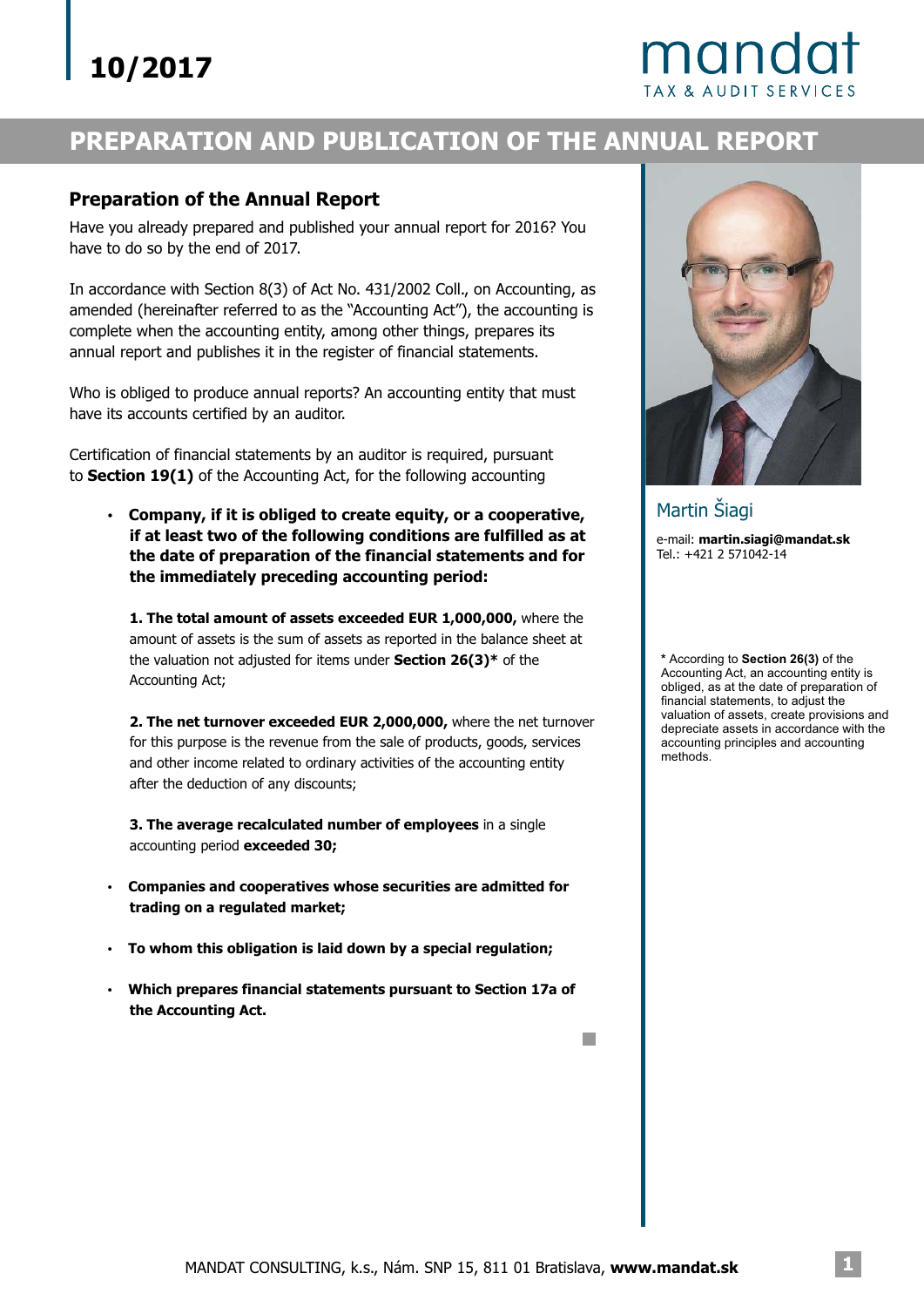10/2017

# PREPARATION AND PUBLICATION OF THE ANNUAL REPORT

## Preparation of the Annual Report

Have you already prepared and published your annual report for 2016? You have to do so by the end of 2017.

In accordance with Section 8(3) of Act No. 431/2002 Coll., on Accounting, as amended (hereinafter referred to as the "Accounting Act"), the accounting is complete when the accounting entity, among other things, prepares its annual report and publishes it in the register of financial statements.

Who is obliged to produce annual reports? An accounting entity that must have its accounts certified by an auditor.

Certification of financial statements by an auditor is required, pursuant to **Section 19(1)** of the Accounting Act, for the following accounting

- **Company, if it is obliged to create equity, or a cooperative, if at least two of the following conditions are fulfilled as at the date of preparation of the financial statements and for the immediately preceding accounting period:**

  **1. The total amount of assets exceeded EUR 1,000,000,** where the amount of assets is the sum of assets as reported in the balance sheet at the valuation not adjusted for items under **Section 26(3)*** of the Accounting Act;

  **2. The net turnover exceeded EUR 2,000,000,** where the net turnover for this purpose is the revenue from the sale of products, goods, services and other income related to ordinary activities of the accounting entity after the deduction of any discounts;

  **3. The average recalculated number of employees** in a single accounting period **exceeded 30;**

- **Companies and cooperatives whose securities are admitted for trading on a regulated market;**
- **To whom this obligation is laid down by a special regulation;**
- **Which prepares financial statements pursuant to Section 17a of the Accounting Act.**

Martin Šiagi

e-mail: **martin.siagi@mandat.sk**
Tel.: +421 2 571042-14

* According to **Section 26(3)** of the Accounting Act, an accounting entity is obliged, as at the date of preparation of financial statements, to adjust the valuation of assets, create provisions and depreciate assets in accordance with the accounting principles and accounting methods.

MANDAT CONSULTING, k.s., Nám. SNP 15, 811 01 Bratislava, **www.mandat.sk**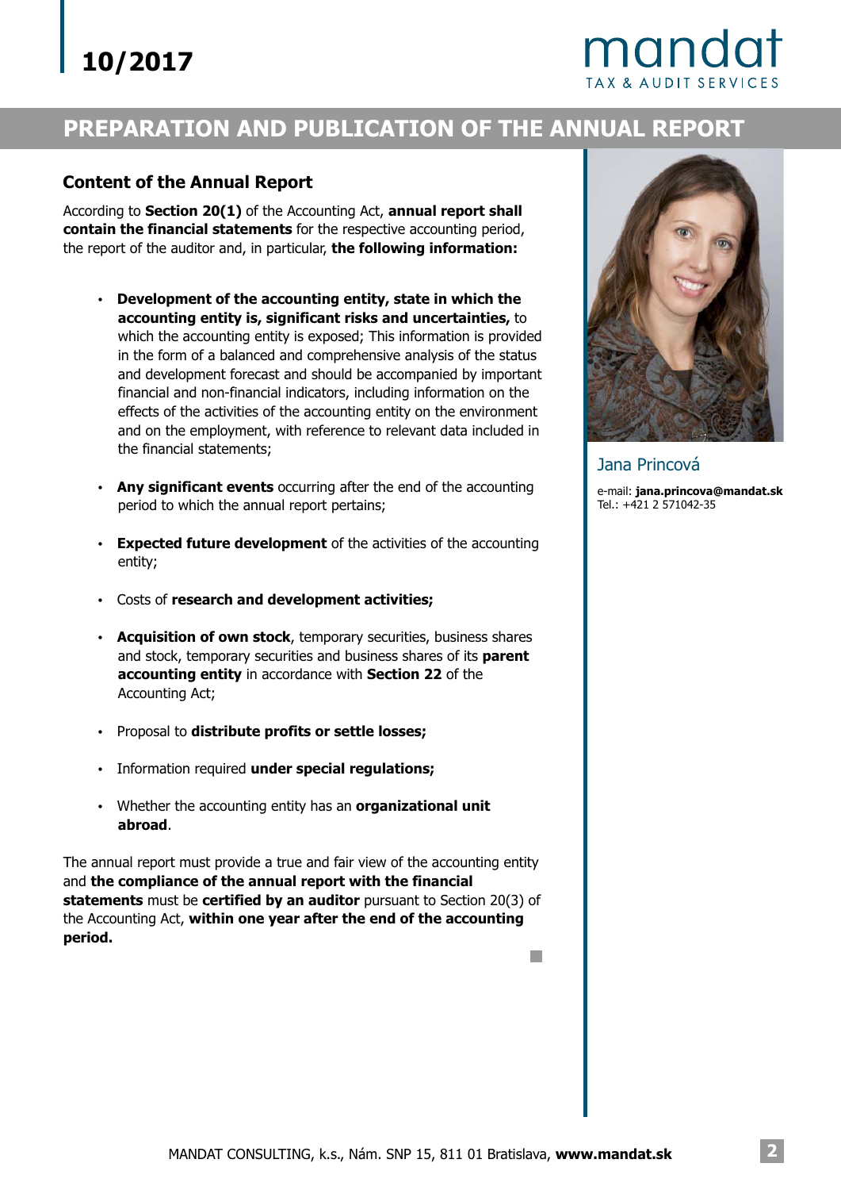# PREPARATION AND PUBLICATION OF THE ANNUAL REPORT

## Content of the Annual Report

According to **Section 20(1)** of the Accounting Act, **annual report shall contain the financial statements** for the respective accounting period, the report of the auditor and, in particular, **the following information:**

- **Development of the accounting entity, state in which the accounting entity is, significant risks and uncertainties,** to which the accounting entity is exposed; This information is provided in the form of a balanced and comprehensive analysis of the status and development forecast and should be accompanied by important financial and non-financial indicators, including information on the effects of the activities of the accounting entity on the environment and on the employment, with reference to relevant data included in the financial statements;
- **Any significant events** occurring after the end of the accounting period to which the annual report pertains;
- **Expected future development** of the activities of the accounting entity;
- Costs of **research and development activities;**
- **Acquisition of own stock**, temporary securities, business shares and stock, temporary securities and business shares of its **parent accounting entity** in accordance with **Section 22** of the Accounting Act;
- Proposal to **distribute profits or settle losses;**
- Information required **under special regulations;**
- Whether the accounting entity has an **organizational unit abroad**.

The annual report must provide a true and fair view of the accounting entity and **the compliance of the annual report with the financial statements** must be **certified by an auditor** pursuant to Section 20(3) of the Accounting Act, **within one year after the end of the accounting period.**

Jana Princová

e-mail: **jana.princova@mandat.sk**
Tel.: +421 2 571042-35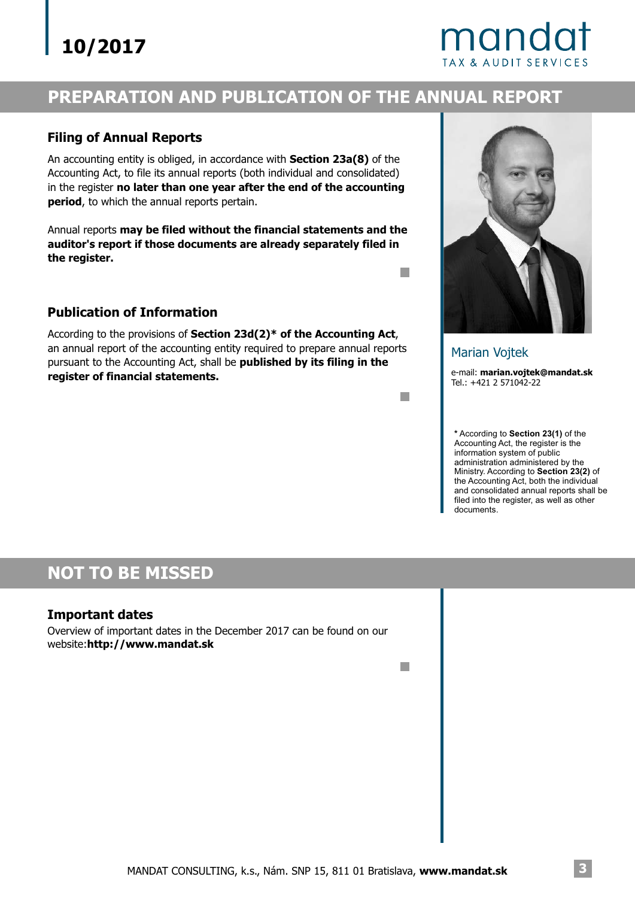## PREPARATION AND PUBLICATION OF THE ANNUAL REPORT

### Filing of Annual Reports

An accounting entity is obliged, in accordance with **Section 23a(8)** of the Accounting Act, to file its annual reports (both individual and consolidated) in the register **no later than one year after the end of the accounting period**, to which the annual reports pertain.

Annual reports **may be filed without the financial statements and the auditor's report if those documents are already separately filed in the register.**

### Publication of Information

According to the provisions of **Section 23d(2)* of the Accounting Act**, an annual report of the accounting entity required to prepare annual reports pursuant to the Accounting Act, shall be **published by its filing in the register of financial statements.**

Marian Vojtek

e-mail: **marian.vojtek@mandat.sk**
Tel.: +421 2 571042-22

**\*** According to **Section 23(1)** of the Accounting Act, the register is the information system of public administration administered by the Ministry. According to **Section 23(2)** of the Accounting Act, both the individual and consolidated annual reports shall be filed into the register, as well as other documents.

## NOT TO BE MISSED

### Important dates

Overview of important dates in the December 2017 can be found on our website:**http://www.mandat.sk**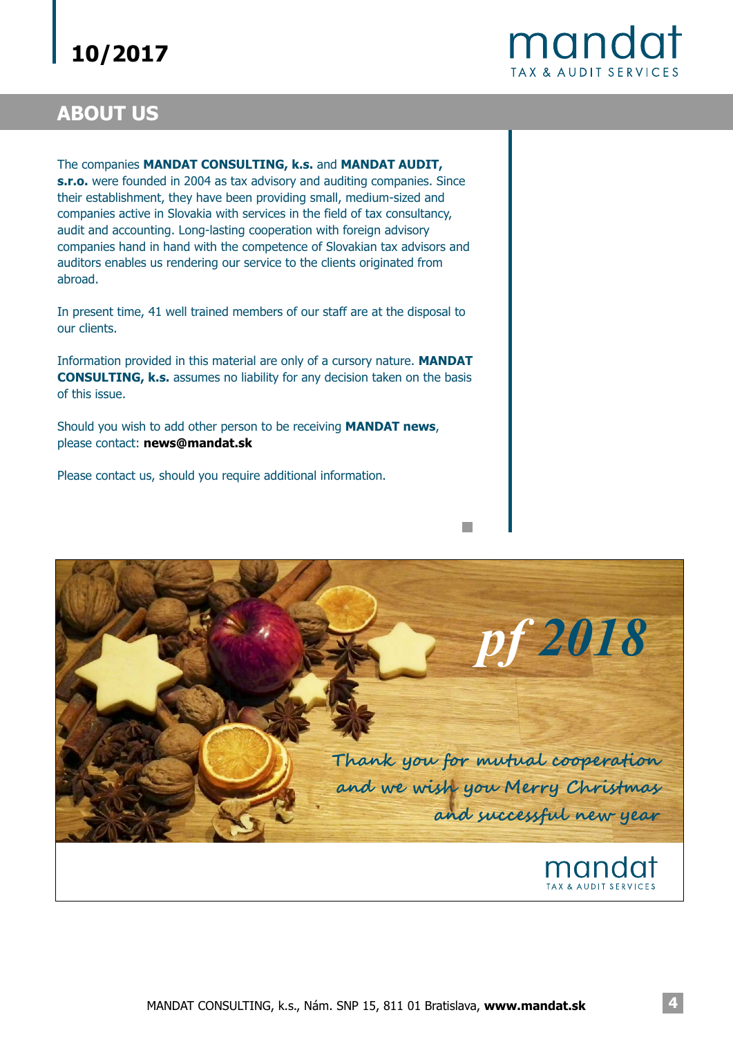## ABOUT US

The companies **MANDAT CONSULTING, k.s.** and **MANDAT AUDIT, s.r.o.** were founded in 2004 as tax advisory and auditing companies. Since their establishment, they have been providing small, medium-sized and companies active in Slovakia with services in the field of tax consultancy, audit and accounting. Long-lasting cooperation with foreign advisory companies hand in hand with the competence of Slovakian tax advisors and auditors enables us rendering our service to the clients originated from abroad.

In present time, 41 well trained members of our staff are at the disposal to our clients.

Information provided in this material are only of a cursory nature. **MANDAT CONSULTING, k.s.** assumes no liability for any decision taken on the basis of this issue.

Should you wish to add other person to be receiving **MANDAT news**, please contact: **news@mandat.sk**

Please contact us, should you require additional information.

*pf 2018*

*Thank you for mutual cooperation and we wish you Merry Christmas and successful new year*

mandat
TAX & AUDIT SERVICES

MANDAT CONSULTING, k.s., Nám. SNP 15, 811 01 Bratislava, **www.mandat.sk**